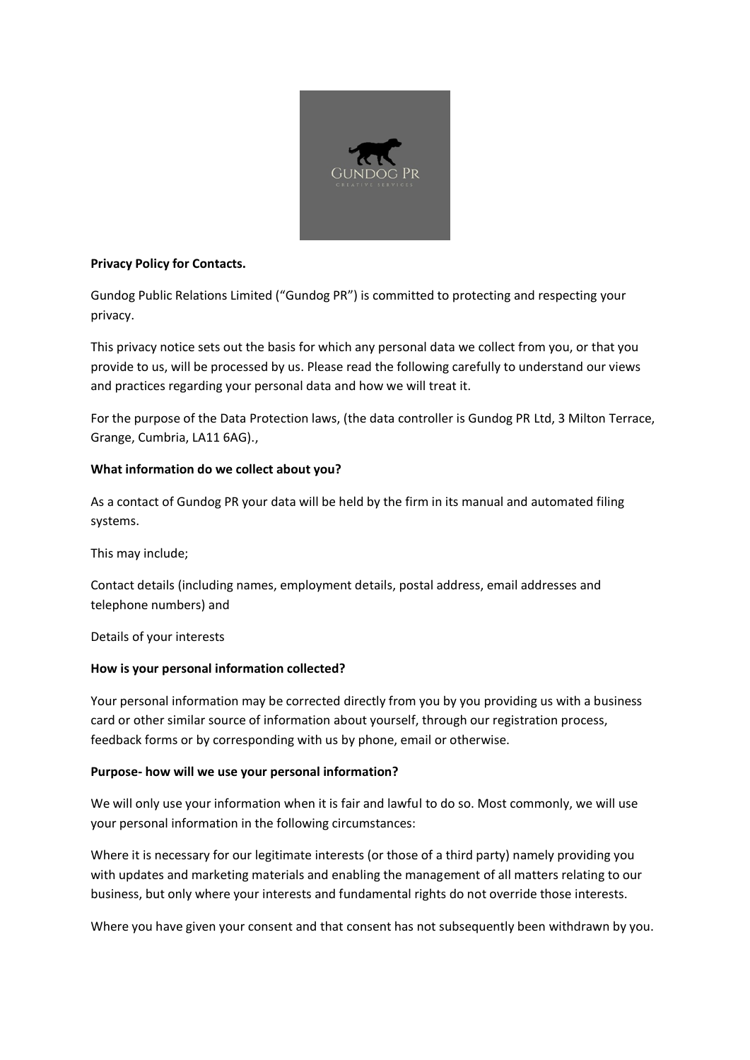**Privacy Policy for Contacts.**

Gundog Public Relations Limited ("Gundog PR") is committed to protecting and respecting your privacy.

This privacy notice sets out the basis for which any personal data we collect from you, or that you provide to us, will be processed by us. Please read the following carefully to understand our views and practices regarding your personal data and how we will treat it.

For the purpose of the Data Protection laws, (the data controller is Gundog PR Ltd, 3 Milton Terrace, Grange, Cumbria, LA11 6AG).,

**What information do we collect about you?**

As a contact of Gundog PR your data will be held by the firm in its manual and automated filing systems.

This may include;

Contact details (including names, employment details, postal address, email addresses and telephone numbers) and

Details of your interests

**How is your personal information collected?**

Your personal information may be corrected directly from you by you providing us with a business card or other similar source of information about yourself, through our registration process, feedback forms or by corresponding with us by phone, email or otherwise.

**Purpose- how will we use your personal information?**

We will only use your information when it is fair and lawful to do so. Most commonly, we will use your personal information in the following circumstances:

Where it is necessary for our legitimate interests (or those of a third party) namely providing you with updates and marketing materials and enabling the management of all matters relating to our business, but only where your interests and fundamental rights do not override those interests.

Where you have given your consent and that consent has not subsequently been withdrawn by you.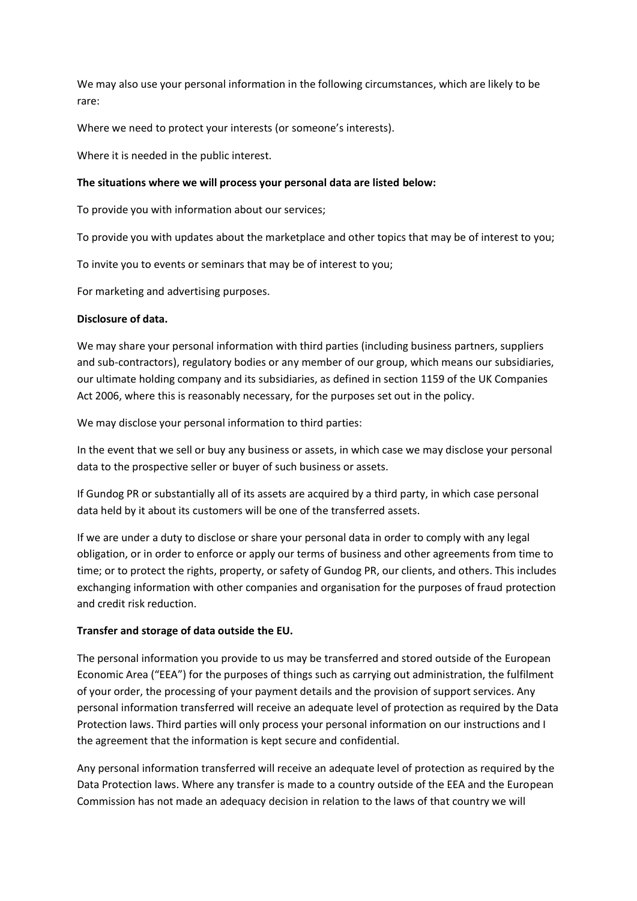We may also use your personal information in the following circumstances, which are likely to be rare:

Where we need to protect your interests (or someone's interests).

Where it is needed in the public interest.

**The situations where we will process your personal data are listed below:**

To provide you with information about our services;

To provide you with updates about the marketplace and other topics that may be of interest to you;

To invite you to events or seminars that may be of interest to you;

For marketing and advertising purposes.

**Disclosure of data.**

We may share your personal information with third parties (including business partners, suppliers and sub-contractors), regulatory bodies or any member of our group, which means our subsidiaries, our ultimate holding company and its subsidiaries, as defined in section 1159 of the UK Companies Act 2006, where this is reasonably necessary, for the purposes set out in the policy.

We may disclose your personal information to third parties:

In the event that we sell or buy any business or assets, in which case we may disclose your personal data to the prospective seller or buyer of such business or assets.

If Gundog PR or substantially all of its assets are acquired by a third party, in which case personal data held by it about its customers will be one of the transferred assets.

If we are under a duty to disclose or share your personal data in order to comply with any legal obligation, or in order to enforce or apply our terms of business and other agreements from time to time; or to protect the rights, property, or safety of Gundog PR, our clients, and others. This includes exchanging information with other companies and organisation for the purposes of fraud protection and credit risk reduction.

**Transfer and storage of data outside the EU.**

The personal information you provide to us may be transferred and stored outside of the European Economic Area ("EEA") for the purposes of things such as carrying out administration, the fulfilment of your order, the processing of your payment details and the provision of support services. Any personal information transferred will receive an adequate level of protection as required by the Data Protection laws. Third parties will only process your personal information on our instructions and I the agreement that the information is kept secure and confidential.

Any personal information transferred will receive an adequate level of protection as required by the Data Protection laws. Where any transfer is made to a country outside of the EEA and the European Commission has not made an adequacy decision in relation to the laws of that country we will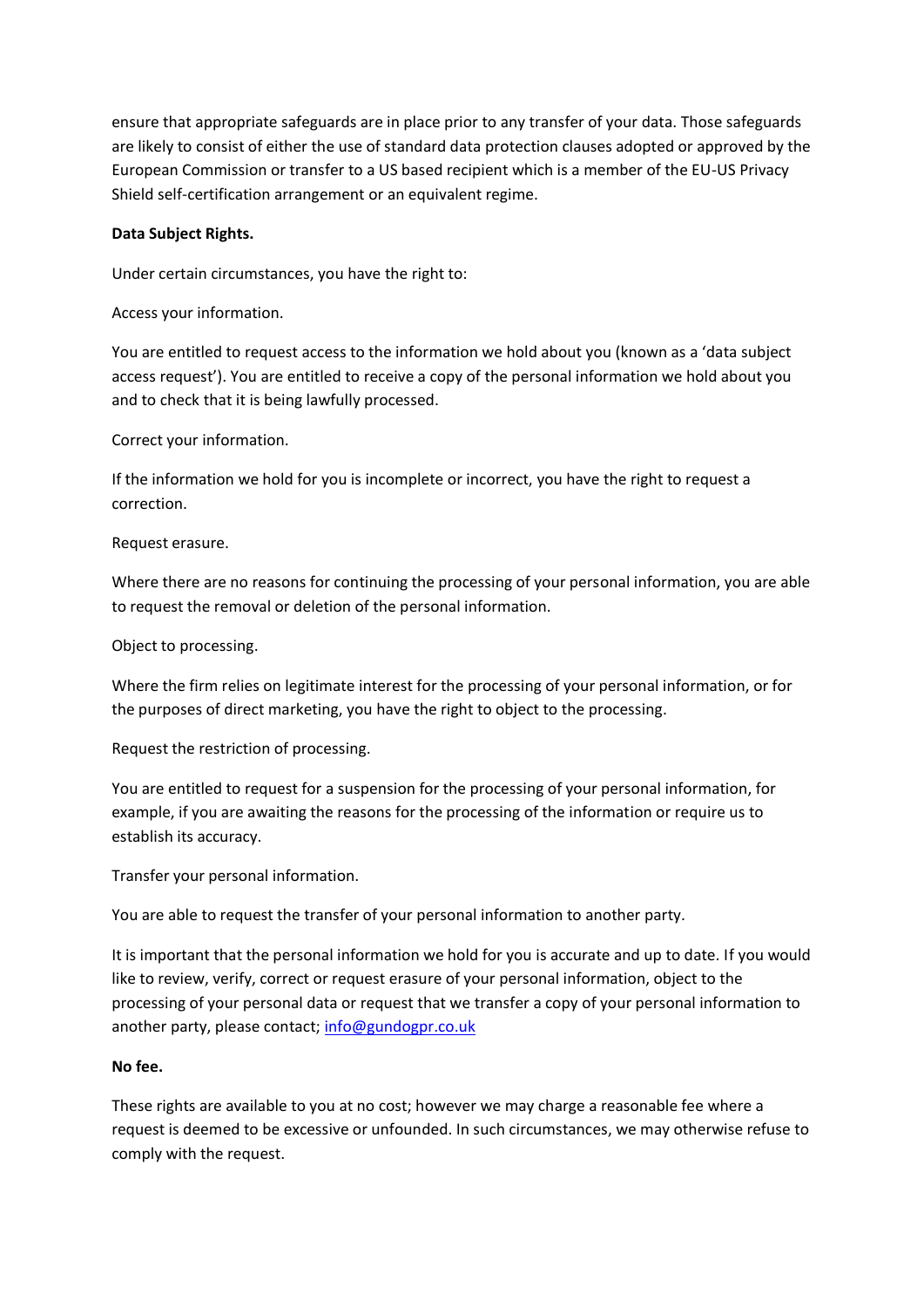ensure that appropriate safeguards are in place prior to any transfer of your data. Those safeguards are likely to consist of either the use of standard data protection clauses adopted or approved by the European Commission or transfer to a US based recipient which is a member of the EU-US Privacy Shield self-certification arrangement or an equivalent regime.

**Data Subject Rights.**

Under certain circumstances, you have the right to:

Access your information.

You are entitled to request access to the information we hold about you (known as a 'data subject access request'). You are entitled to receive a copy of the personal information we hold about you and to check that it is being lawfully processed.

Correct your information.

If the information we hold for you is incomplete or incorrect, you have the right to request a correction.

Request erasure.

Where there are no reasons for continuing the processing of your personal information, you are able to request the removal or deletion of the personal information.

Object to processing.

Where the firm relies on legitimate interest for the processing of your personal information, or for the purposes of direct marketing, you have the right to object to the processing.

Request the restriction of processing.

You are entitled to request for a suspension for the processing of your personal information, for example, if you are awaiting the reasons for the processing of the information or require us to establish its accuracy.

Transfer your personal information.

You are able to request the transfer of your personal information to another party.

It is important that the personal information we hold for you is accurate and up to date. If you would like to review, verify, correct or request erasure of your personal information, object to the processing of your personal data or request that we transfer a copy of your personal information to another party, please contact; info@gundogpr.co.uk

**No fee.**

These rights are available to you at no cost; however we may charge a reasonable fee where a request is deemed to be excessive or unfounded. In such circumstances, we may otherwise refuse to comply with the request.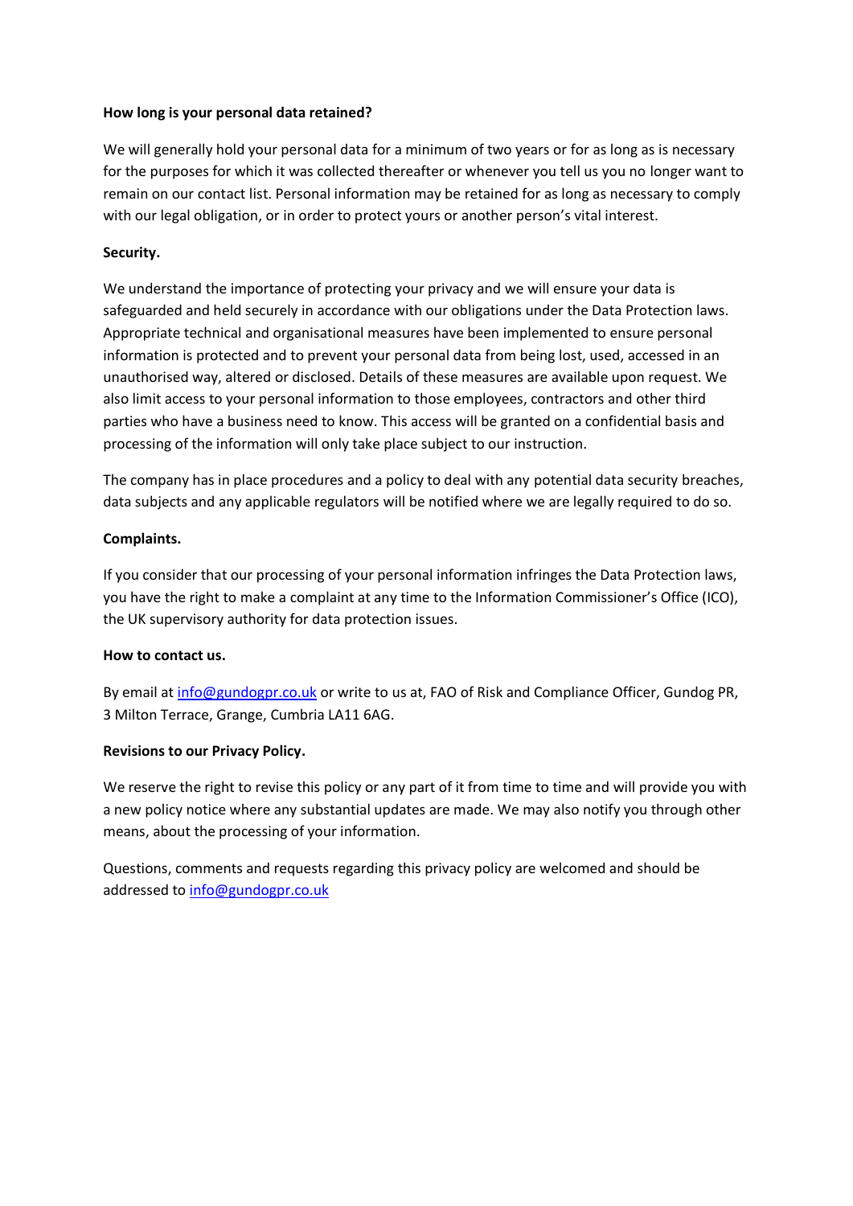**How long is your personal data retained?**

We will generally hold your personal data for a minimum of two years or for as long as is necessary for the purposes for which it was collected thereafter or whenever you tell us you no longer want to remain on our contact list. Personal information may be retained for as long as necessary to comply with our legal obligation, or in order to protect yours or another person's vital interest.

**Security.**

We understand the importance of protecting your privacy and we will ensure your data is safeguarded and held securely in accordance with our obligations under the Data Protection laws. Appropriate technical and organisational measures have been implemented to ensure personal information is protected and to prevent your personal data from being lost, used, accessed in an unauthorised way, altered or disclosed. Details of these measures are available upon request. We also limit access to your personal information to those employees, contractors and other third parties who have a business need to know. This access will be granted on a confidential basis and processing of the information will only take place subject to our instruction.

The company has in place procedures and a policy to deal with any potential data security breaches, data subjects and any applicable regulators will be notified where we are legally required to do so.

**Complaints.**

If you consider that our processing of your personal information infringes the Data Protection laws, you have the right to make a complaint at any time to the Information Commissioner's Office (ICO), the UK supervisory authority for data protection issues.

**How to contact us.**

By email at info@gundogpr.co.uk or write to us at, FAO of Risk and Compliance Officer, Gundog PR, 3 Milton Terrace, Grange, Cumbria LA11 6AG.

**Revisions to our Privacy Policy.**

We reserve the right to revise this policy or any part of it from time to time and will provide you with a new policy notice where any substantial updates are made. We may also notify you through other means, about the processing of your information.

Questions, comments and requests regarding this privacy policy are welcomed and should be addressed to info@gundogpr.co.uk